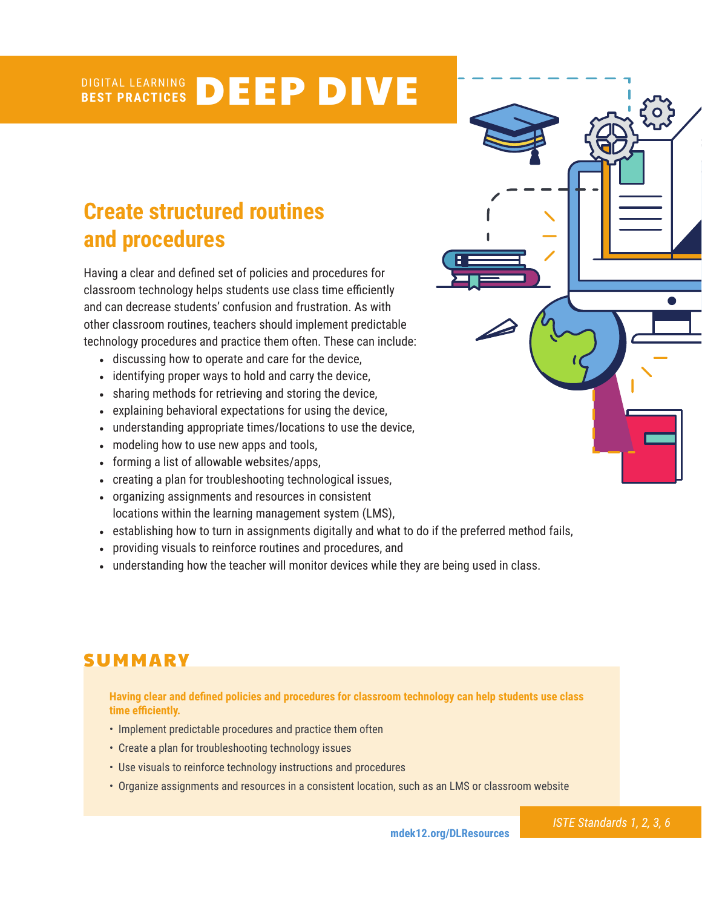DIGITAL LEARNING BEST PRACTICES **DEEP DIVE**

## Create structured routines and procedures

Having a clear and defined set of policies and procedures for classroom technology helps students use class time efficiently and can decrease students' confusion and frustration. As with other classroom routines, teachers should implement predictable technology procedures and practice them often. These can include:

- discussing how to operate and care for the device,
- identifying proper ways to hold and carry the device,
- sharing methods for retrieving and storing the device,
- explaining behavioral expectations for using the device,
- understanding appropriate times/locations to use the device,
- modeling how to use new apps and tools,
- forming a list of allowable websites/apps,
- creating a plan for troubleshooting technological issues,
- organizing assignments and resources in consistent locations within the learning management system (LMS),
- establishing how to turn in assignments digitally and what to do if the preferred method fails,
- providing visuals to reinforce routines and procedures, and
- understanding how the teacher will monitor devices while they are being used in class.

## SUMMARY

**Having clear and defined policies and procedures for classroom technology can help students use class time efficiently.**

- Implement predictable procedures and practice them often
- Create a plan for troubleshooting technology issues
- Use visuals to reinforce technology instructions and procedures
- Organize assignments and resources in a consistent location, such as an LMS or classroom website

mdek12.org/DLResources

*ISTE Standards 1, 2, 3, 6*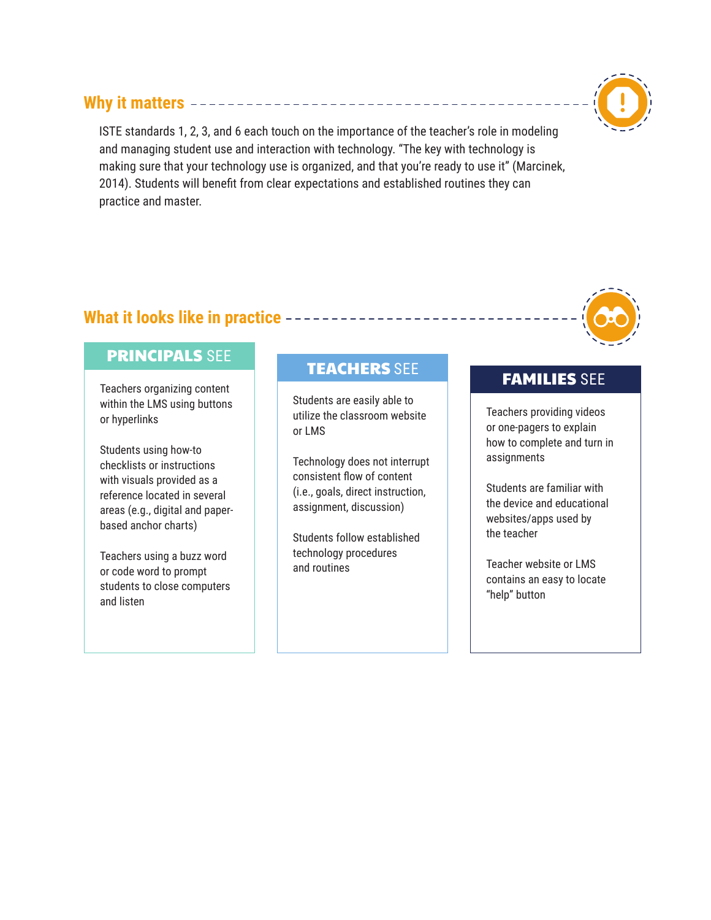## Why it matters

ISTE standards 1, 2, 3, and 6 each touch on the importance of the teacher's role in modeling and managing student use and interaction with technology. "The key with technology is making sure that your technology use is organized, and that you're ready to use it" (Marcinek, 2014). Students will benefit from clear expectations and established routines they can practice and master.

## What it looks like in practice

### PRINCIPALS SEE

Teachers organizing content within the LMS using buttons or hyperlinks

Students using how-to checklists or instructions with visuals provided as a reference located in several areas (e.g., digital and paper-based anchor charts)

Teachers using a buzz word or code word to prompt students to close computers and listen

### TEACHERS SEE

Students are easily able to utilize the classroom website or LMS

Technology does not interrupt consistent flow of content (i.e., goals, direct instruction, assignment, discussion)

Students follow established technology procedures and routines

### FAMILIES SEE

Teachers providing videos or one-pagers to explain how to complete and turn in assignments

Students are familiar with the device and educational websites/apps used by the teacher

Teacher website or LMS contains an easy to locate "help" button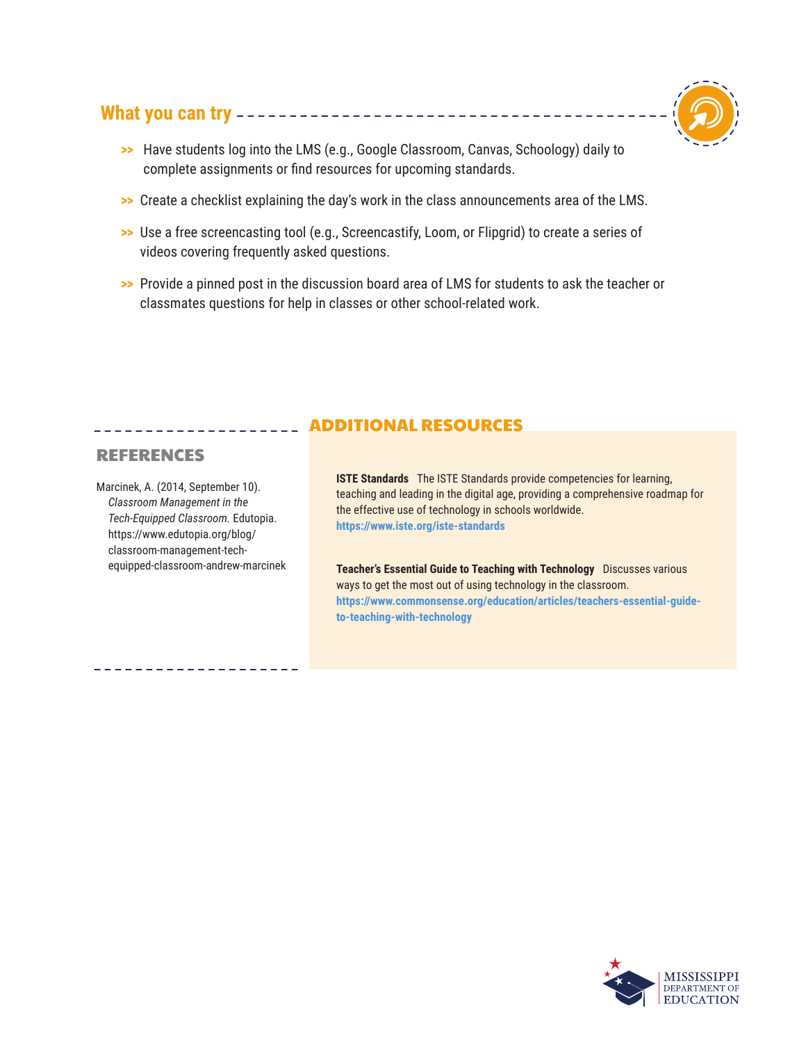## What you can try

- Have students log into the LMS (e.g., Google Classroom, Canvas, Schoology) daily to complete assignments or find resources for upcoming standards.
- Create a checklist explaining the day's work in the class announcements area of the LMS.
- Use a free screencasting tool (e.g., Screencastify, Loom, or Flipgrid) to create a series of videos covering frequently asked questions.
- Provide a pinned post in the discussion board area of LMS for students to ask the teacher or classmates questions for help in classes or other school-related work.

## REFERENCES

Marcinek, A. (2014, September 10). *Classroom Management in the Tech-Equipped Classroom.* Edutopia. https://www.edutopia.org/blog/classroom-management-tech-equipped-classroom-andrew-marcinek

## ADDITIONAL RESOURCES

**ISTE Standards** The ISTE Standards provide competencies for learning, teaching and leading in the digital age, providing a comprehensive roadmap for the effective use of technology in schools worldwide.
**https://www.iste.org/iste-standards**

**Teacher's Essential Guide to Teaching with Technology** Discusses various ways to get the most out of using technology in the classroom.
**https://www.commonsense.org/education/articles/teachers-essential-guide-to-teaching-with-technology**

MISSISSIPPI DEPARTMENT OF EDUCATION